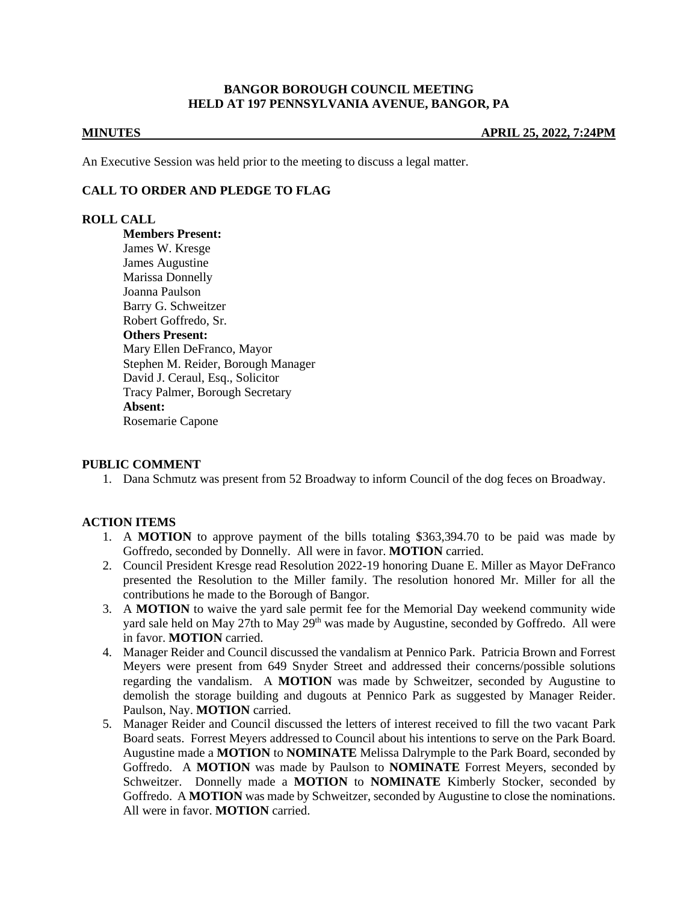**BANGOR BOROUGH COUNCIL MEETING**
**HELD AT 197 PENNSYLVANIA AVENUE, BANGOR, PA**

**MINUTES** **APRIL 25, 2022, 7:24PM**

An Executive Session was held prior to the meeting to discuss a legal matter.

**CALL TO ORDER AND PLEDGE TO FLAG**

**ROLL CALL**

**Members Present:**
James W. Kresge
James Augustine
Marissa Donnelly
Joanna Paulson
Barry G. Schweitzer
Robert Goffredo, Sr.

**Others Present:**
Mary Ellen DeFranco, Mayor
Stephen M. Reider, Borough Manager
David J. Ceraul, Esq., Solicitor
Tracy Palmer, Borough Secretary

**Absent:**
Rosemarie Capone

**PUBLIC COMMENT**

1. Dana Schmutz was present from 52 Broadway to inform Council of the dog feces on Broadway.

**ACTION ITEMS**

1. A **MOTION** to approve payment of the bills totaling $363,394.70 to be paid was made by Goffredo, seconded by Donnelly. All were in favor. **MOTION** carried.
2. Council President Kresge read Resolution 2022-19 honoring Duane E. Miller as Mayor DeFranco presented the Resolution to the Miller family. The resolution honored Mr. Miller for all the contributions he made to the Borough of Bangor.
3. A **MOTION** to waive the yard sale permit fee for the Memorial Day weekend community wide yard sale held on May 27th to May 29th was made by Augustine, seconded by Goffredo. All were in favor. **MOTION** carried.
4. Manager Reider and Council discussed the vandalism at Pennico Park. Patricia Brown and Forrest Meyers were present from 649 Snyder Street and addressed their concerns/possible solutions regarding the vandalism. A **MOTION** was made by Schweitzer, seconded by Augustine to demolish the storage building and dugouts at Pennico Park as suggested by Manager Reider. Paulson, Nay. **MOTION** carried.
5. Manager Reider and Council discussed the letters of interest received to fill the two vacant Park Board seats. Forrest Meyers addressed to Council about his intentions to serve on the Park Board. Augustine made a **MOTION** to **NOMINATE** Melissa Dalrymple to the Park Board, seconded by Goffredo. A **MOTION** was made by Paulson to **NOMINATE** Forrest Meyers, seconded by Schweitzer. Donnelly made a **MOTION** to **NOMINATE** Kimberly Stocker, seconded by Goffredo. A **MOTION** was made by Schweitzer, seconded by Augustine to close the nominations. All were in favor. **MOTION** carried.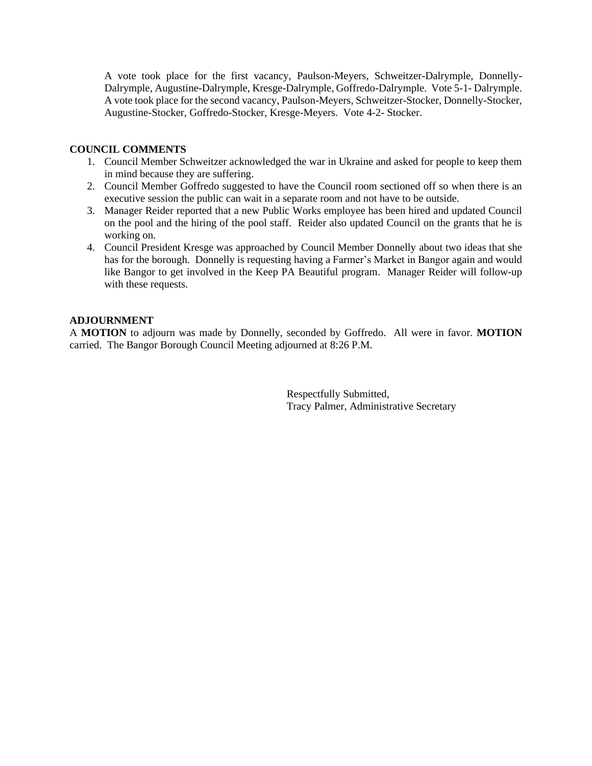A vote took place for the first vacancy, Paulson-Meyers, Schweitzer-Dalrymple, Donnelly-Dalrymple, Augustine-Dalrymple, Kresge-Dalrymple, Goffredo-Dalrymple. Vote 5-1- Dalrymple. A vote took place for the second vacancy, Paulson-Meyers, Schweitzer-Stocker, Donnelly-Stocker, Augustine-Stocker, Goffredo-Stocker, Kresge-Meyers. Vote 4-2- Stocker.

**COUNCIL COMMENTS**

1. Council Member Schweitzer acknowledged the war in Ukraine and asked for people to keep them in mind because they are suffering.
2. Council Member Goffredo suggested to have the Council room sectioned off so when there is an executive session the public can wait in a separate room and not have to be outside.
3. Manager Reider reported that a new Public Works employee has been hired and updated Council on the pool and the hiring of the pool staff. Reider also updated Council on the grants that he is working on.
4. Council President Kresge was approached by Council Member Donnelly about two ideas that she has for the borough. Donnelly is requesting having a Farmer's Market in Bangor again and would like Bangor to get involved in the Keep PA Beautiful program. Manager Reider will follow-up with these requests.

**ADJOURNMENT**

A **MOTION** to adjourn was made by Donnelly, seconded by Goffredo. All were in favor. **MOTION** carried. The Bangor Borough Council Meeting adjourned at 8:26 P.M.

Respectfully Submitted,
Tracy Palmer, Administrative Secretary